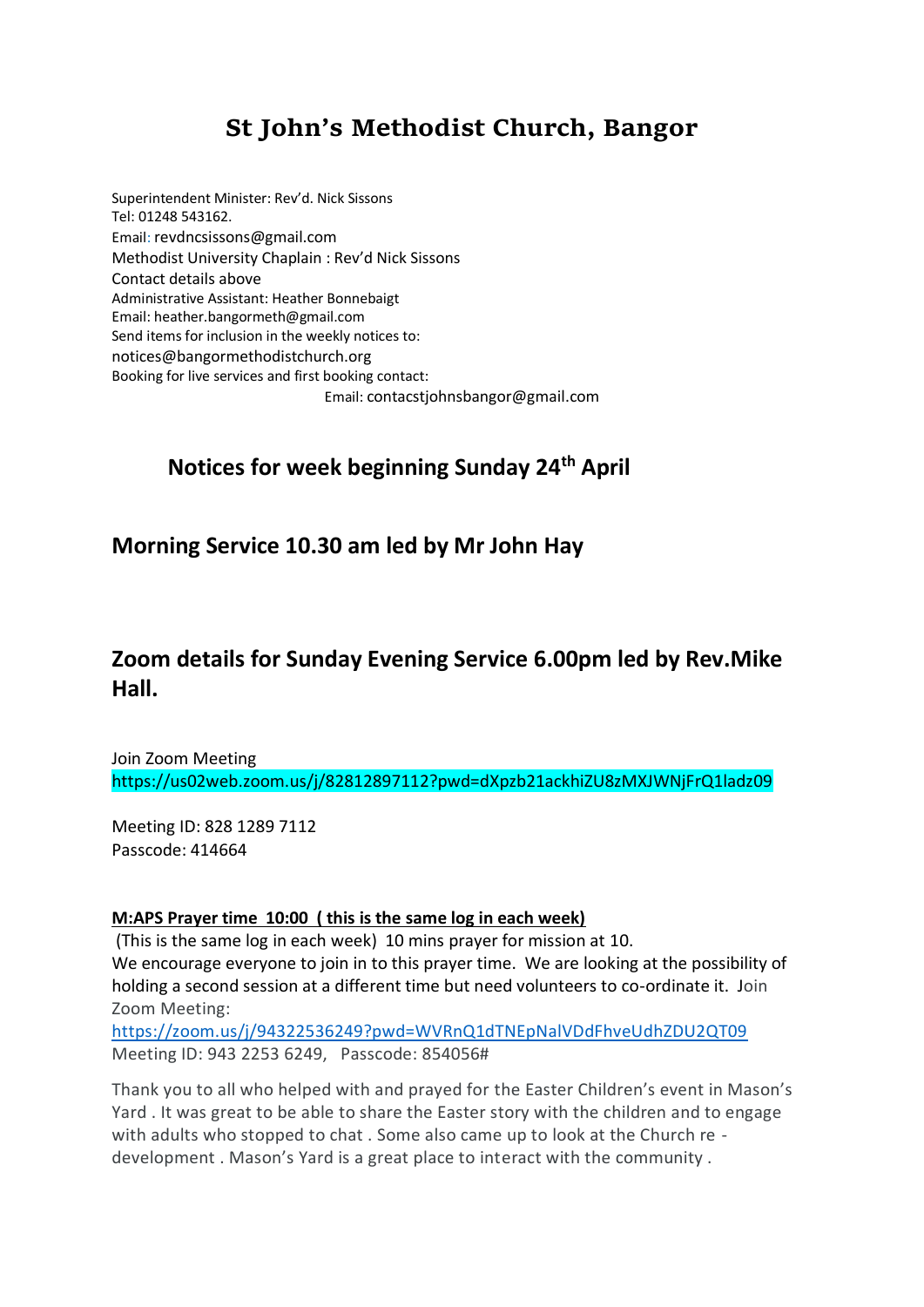# St John's Methodist Church, Bangor

Superintendent Minister: Rev'd. Nick Sissons
Tel: 01248 543162.
Email: revdncsissons@gmail.com
Methodist University Chaplain : Rev'd Nick Sissons
Contact details above
Administrative Assistant: Heather Bonnebaigt
Email: heather.bangormeth@gmail.com
Send items for inclusion in the weekly notices to:
notices@bangormethodistchurch.org
Booking for live services and first booking contact:
Email: contacstjohnsbangor@gmail.com

## Notices for week beginning Sunday 24th April

## Morning Service 10.30 am led by Mr John Hay

## Zoom details for Sunday Evening Service 6.00pm led by Rev.Mike Hall.

Join Zoom Meeting
https://us02web.zoom.us/j/82812897112?pwd=dXpzb21ackhiZU8zMXJWNjFrQ1ladz09

Meeting ID: 828 1289 7112
Passcode: 414664

**M:APS Prayer time 10:00 ( this is the same log in each week)**

(This is the same log in each week) 10 mins prayer for mission at 10.
We encourage everyone to join in to this prayer time. We are looking at the possibility of holding a second session at a different time but need volunteers to co-ordinate it. Join Zoom Meeting:
https://zoom.us/j/94322536249?pwd=WVRnQ1dTNEpNalVDdFhveUdhZDU2QT09
Meeting ID: 943 2253 6249, Passcode: 854056#

Thank you to all who helped with and prayed for the Easter Children's event in Mason's Yard . It was great to be able to share the Easter story with the children and to engage with adults who stopped to chat . Some also came up to look at the Church re - development . Mason's Yard is a great place to interact with the community .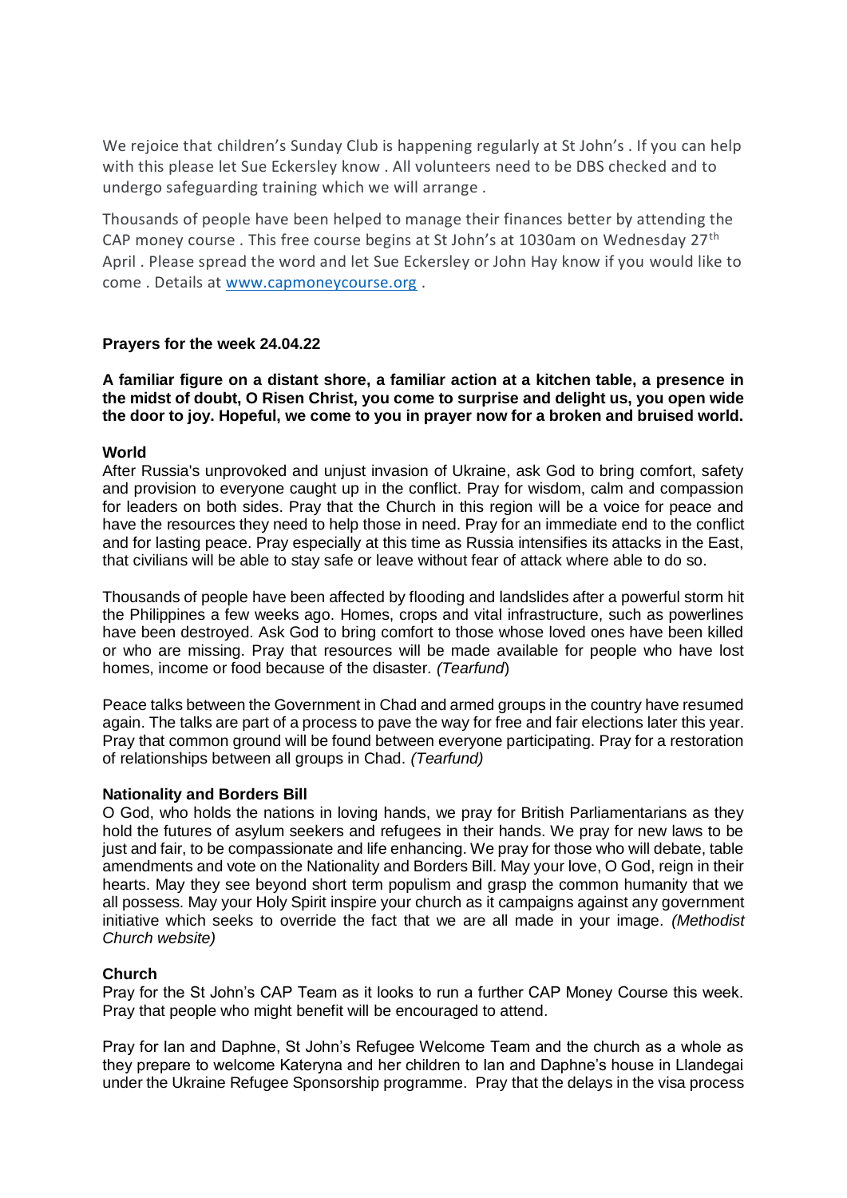We rejoice that children's Sunday Club is happening regularly at St John's . If you can help with this please let Sue Eckersley know . All volunteers need to be DBS checked and to undergo safeguarding training which we will arrange .

Thousands of people have been helped to manage their finances better by attending the CAP money course . This free course begins at St John's at 1030am on Wednesday 27th April . Please spread the word and let Sue Eckersley or John Hay know if you would like to come . Details at [www.capmoneycourse.org](http://www.capmoneycourse.org) .

**Prayers for the week 24.04.22**

**A familiar figure on a distant shore, a familiar action at a kitchen table, a presence in the midst of doubt, O Risen Christ, you come to surprise and delight us, you open wide the door to joy. Hopeful, we come to you in prayer now for a broken and bruised world.**

**World**

After Russia's unprovoked and unjust invasion of Ukraine, ask God to bring comfort, safety and provision to everyone caught up in the conflict. Pray for wisdom, calm and compassion for leaders on both sides. Pray that the Church in this region will be a voice for peace and have the resources they need to help those in need. Pray for an immediate end to the conflict and for lasting peace. Pray especially at this time as Russia intensifies its attacks in the East, that civilians will be able to stay safe or leave without fear of attack where able to do so.

Thousands of people have been affected by flooding and landslides after a powerful storm hit the Philippines a few weeks ago. Homes, crops and vital infrastructure, such as powerlines have been destroyed. Ask God to bring comfort to those whose loved ones have been killed or who are missing. Pray that resources will be made available for people who have lost homes, income or food because of the disaster. *(Tearfund)*

Peace talks between the Government in Chad and armed groups in the country have resumed again. The talks are part of a process to pave the way for free and fair elections later this year. Pray that common ground will be found between everyone participating. Pray for a restoration of relationships between all groups in Chad. *(Tearfund)*

**Nationality and Borders Bill**

O God, who holds the nations in loving hands, we pray for British Parliamentarians as they hold the futures of asylum seekers and refugees in their hands. We pray for new laws to be just and fair, to be compassionate and life enhancing. We pray for those who will debate, table amendments and vote on the Nationality and Borders Bill. May your love, O God, reign in their hearts. May they see beyond short term populism and grasp the common humanity that we all possess. May your Holy Spirit inspire your church as it campaigns against any government initiative which seeks to override the fact that we are all made in your image. *(Methodist Church website)*

**Church**

Pray for the St John's CAP Team as it looks to run a further CAP Money Course this week. Pray that people who might benefit will be encouraged to attend.

Pray for Ian and Daphne, St John's Refugee Welcome Team and the church as a whole as they prepare to welcome Kateryna and her children to Ian and Daphne's house in Llandegai under the Ukraine Refugee Sponsorship programme. Pray that the delays in the visa process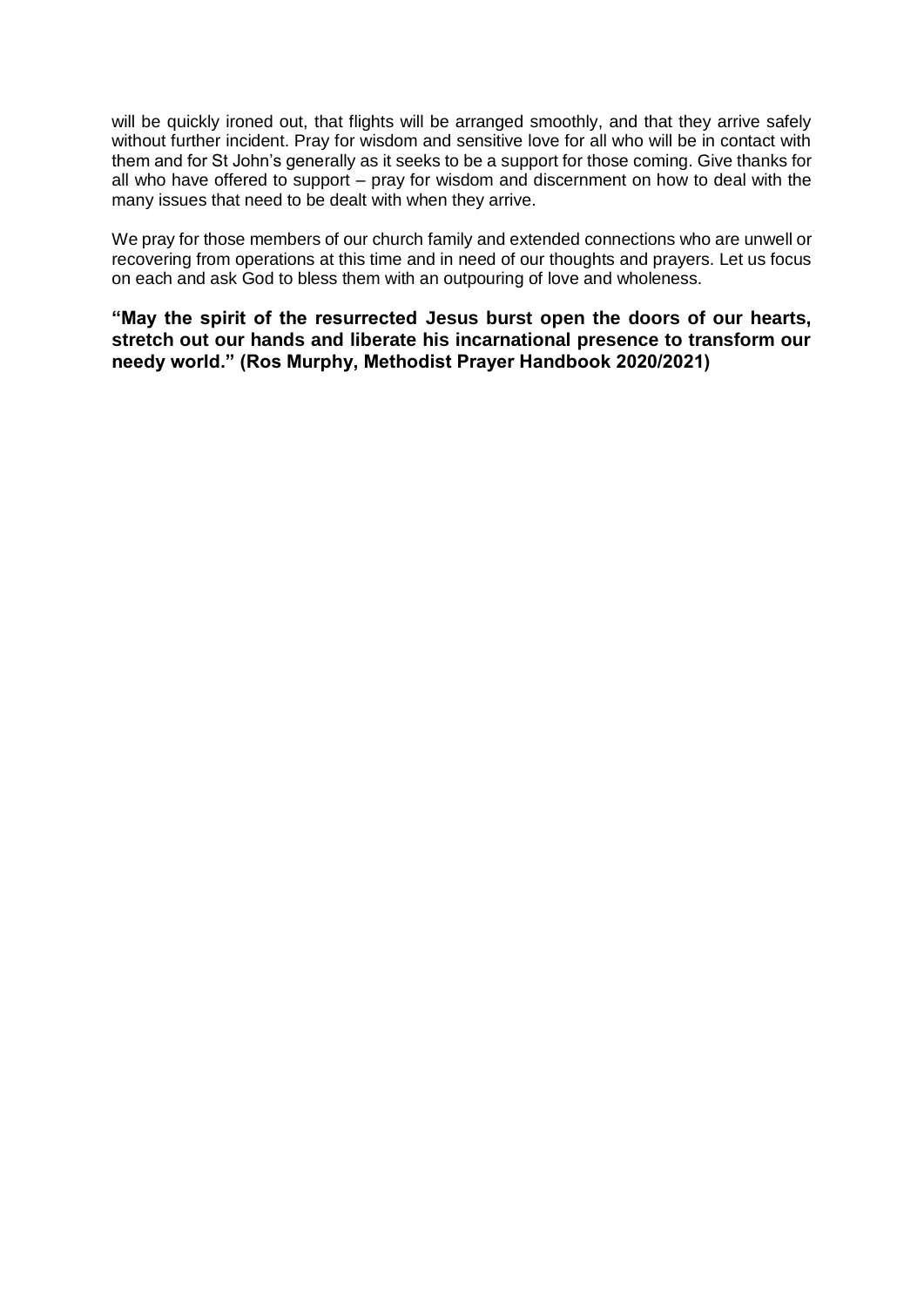will be quickly ironed out, that flights will be arranged smoothly, and that they arrive safely without further incident. Pray for wisdom and sensitive love for all who will be in contact with them and for St John's generally as it seeks to be a support for those coming. Give thanks for all who have offered to support – pray for wisdom and discernment on how to deal with the many issues that need to be dealt with when they arrive.

We pray for those members of our church family and extended connections who are unwell or recovering from operations at this time and in need of our thoughts and prayers. Let us focus on each and ask God to bless them with an outpouring of love and wholeness.

**"May the spirit of the resurrected Jesus burst open the doors of our hearts, stretch out our hands and liberate his incarnational presence to transform our needy world." (Ros Murphy, Methodist Prayer Handbook 2020/2021)**